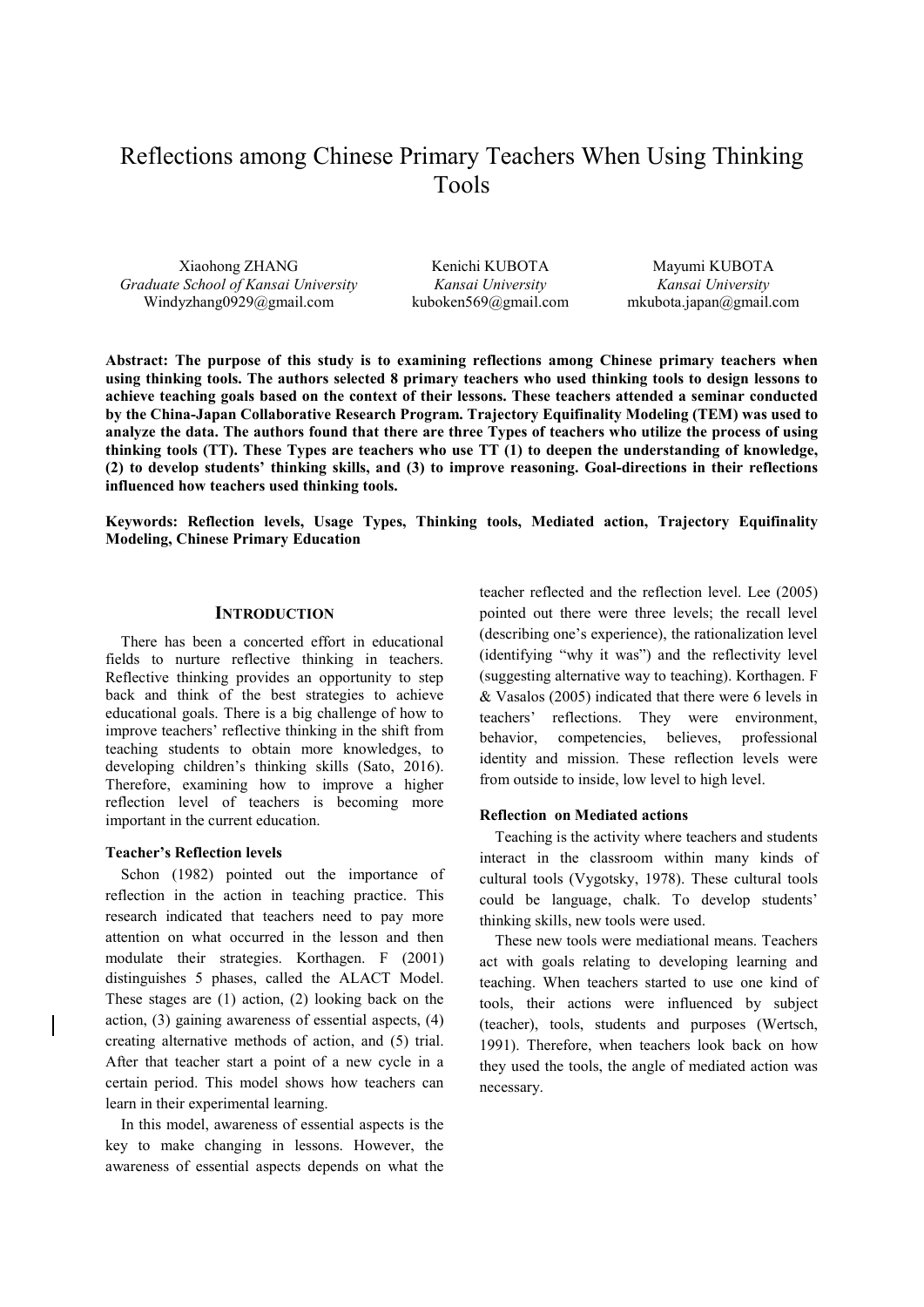# Reflections among Chinese Primary Teachers When Using Thinking Tools

Xiaohong ZHANG
*Graduate School of Kansai University*
Windyzhang0929@gmail.com

Kenichi KUBOTA
*Kansai University*
kuboken569@gmail.com

Mayumi KUBOTA
*Kansai University*
mkubota.japan@gmail.com

**Abstract: The purpose of this study is to examining reflections among Chinese primary teachers when using thinking tools. The authors selected 8 primary teachers who used thinking tools to design lessons to achieve teaching goals based on the context of their lessons. These teachers attended a seminar conducted by the China-Japan Collaborative Research Program. Trajectory Equifinality Modeling (TEM) was used to analyze the data. The authors found that there are three Types of teachers who utilize the process of using thinking tools (TT). These Types are teachers who use TT (1) to deepen the understanding of knowledge, (2) to develop students' thinking skills, and (3) to improve reasoning. Goal-directions in their reflections influenced how teachers used thinking tools.**

**Keywords: Reflection levels, Usage Types, Thinking tools, Mediated action, Trajectory Equifinality Modeling, Chinese Primary Education**

## INTRODUCTION

There has been a concerted effort in educational fields to nurture reflective thinking in teachers. Reflective thinking provides an opportunity to step back and think of the best strategies to achieve educational goals. There is a big challenge of how to improve teachers' reflective thinking in the shift from teaching students to obtain more knowledges, to developing children's thinking skills (Sato, 2016). Therefore, examining how to improve a higher reflection level of teachers is becoming more important in the current education.

### Teacher's Reflection levels

Schon (1982) pointed out the importance of reflection in the action in teaching practice. This research indicated that teachers need to pay more attention on what occurred in the lesson and then modulate their strategies. Korthagen. F (2001) distinguishes 5 phases, called the ALACT Model. These stages are (1) action, (2) looking back on the action, (3) gaining awareness of essential aspects, (4) creating alternative methods of action, and (5) trial. After that teacher start a point of a new cycle in a certain period. This model shows how teachers can learn in their experimental learning.

In this model, awareness of essential aspects is the key to make changing in lessons. However, the awareness of essential aspects depends on what the teacher reflected and the reflection level. Lee (2005) pointed out there were three levels; the recall level (describing one's experience), the rationalization level (identifying "why it was") and the reflectivity level (suggesting alternative way to teaching). Korthagen. F & Vasalos (2005) indicated that there were 6 levels in teachers' reflections. They were environment, behavior, competencies, believes, professional identity and mission. These reflection levels were from outside to inside, low level to high level.

### Reflection on Mediated actions

Teaching is the activity where teachers and students interact in the classroom within many kinds of cultural tools (Vygotsky, 1978). These cultural tools could be language, chalk. To develop students' thinking skills, new tools were used.

These new tools were mediational means. Teachers act with goals relating to developing learning and teaching. When teachers started to use one kind of tools, their actions were influenced by subject (teacher), tools, students and purposes (Wertsch, 1991). Therefore, when teachers look back on how they used the tools, the angle of mediated action was necessary.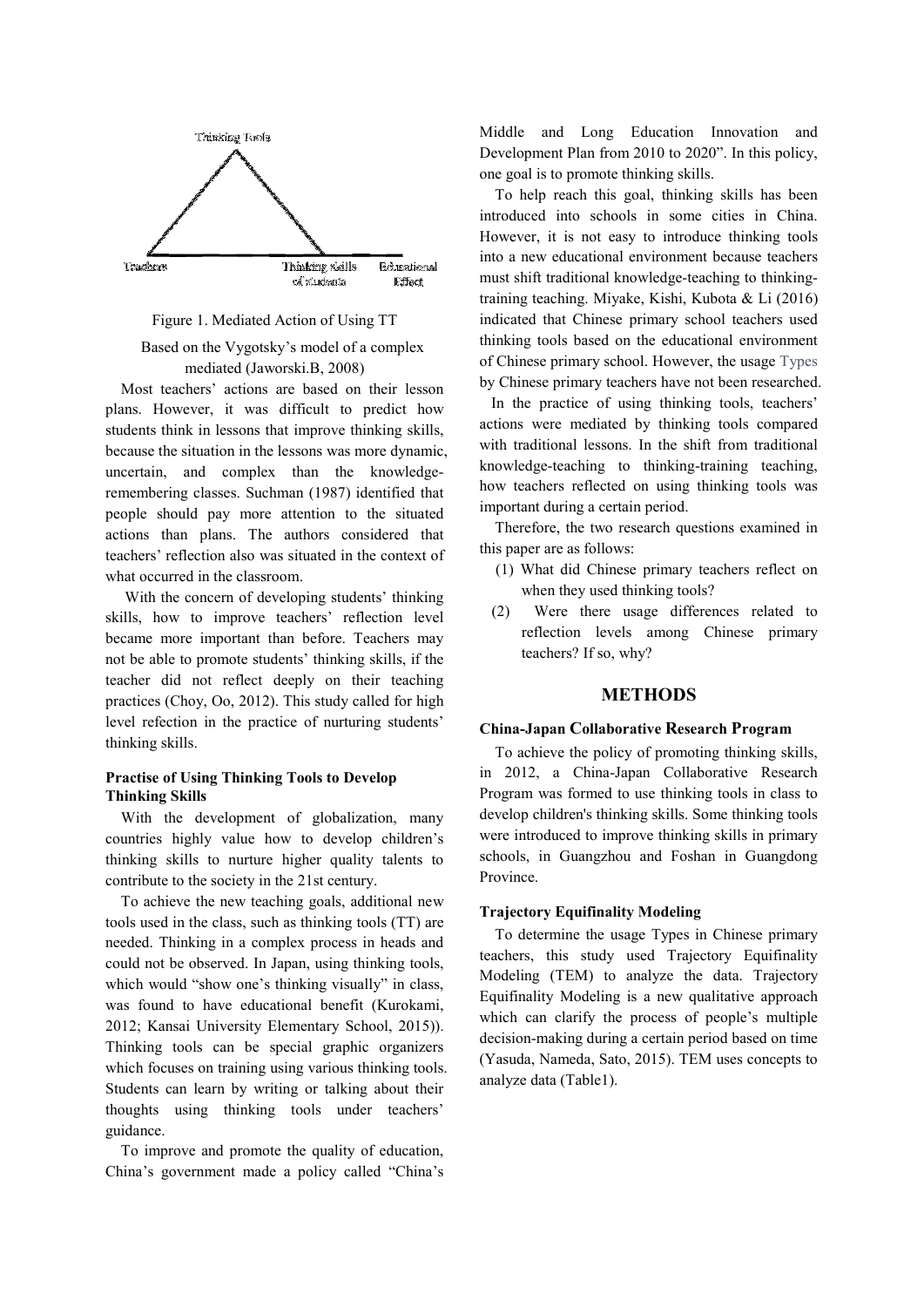Figure 1. Mediated Action of Using TT

Based on the Vygotsky's model of a complex mediated (Jaworski.B, 2008)

Most teachers' actions are based on their lesson plans. However, it was difficult to predict how students think in lessons that improve thinking skills, because the situation in the lessons was more dynamic, uncertain, and complex than the knowledge-remembering classes. Suchman (1987) identified that people should pay more attention to the situated actions than plans. The authors considered that teachers' reflection also was situated in the context of what occurred in the classroom.

With the concern of developing students' thinking skills, how to improve teachers' reflection level became more important than before. Teachers may not be able to promote students' thinking skills, if the teacher did not reflect deeply on their teaching practices (Choy, Oo, 2012). This study called for high level refection in the practice of nurturing students' thinking skills.

### Practise of Using Thinking Tools to Develop Thinking Skills

With the development of globalization, many countries highly value how to develop children's thinking skills to nurture higher quality talents to contribute to the society in the 21st century.

To achieve the new teaching goals, additional new tools used in the class, such as thinking tools (TT) are needed. Thinking in a complex process in heads and could not be observed. In Japan, using thinking tools, which would "show one's thinking visually" in class, was found to have educational benefit (Kurokami, 2012; Kansai University Elementary School, 2015)). Thinking tools can be special graphic organizers which focuses on training using various thinking tools. Students can learn by writing or talking about their thoughts using thinking tools under teachers' guidance.

To improve and promote the quality of education, China's government made a policy called "China's Middle and Long Education Innovation and Development Plan from 2010 to 2020". In this policy, one goal is to promote thinking skills.

To help reach this goal, thinking skills has been introduced into schools in some cities in China. However, it is not easy to introduce thinking tools into a new educational environment because teachers must shift traditional knowledge-teaching to thinking-training teaching. Miyake, Kishi, Kubota & Li (2016) indicated that Chinese primary school teachers used thinking tools based on the educational environment of Chinese primary school. However, the usage Types by Chinese primary teachers have not been researched.

In the practice of using thinking tools, teachers' actions were mediated by thinking tools compared with traditional lessons. In the shift from traditional knowledge-teaching to thinking-training teaching, how teachers reflected on using thinking tools was important during a certain period.

Therefore, the two research questions examined in this paper are as follows:

(1) What did Chinese primary teachers reflect on when they used thinking tools?

(2) Were there usage differences related to reflection levels among Chinese primary teachers? If so, why?

## METHODS

### China-Japan Collaborative Research Program

To achieve the policy of promoting thinking skills, in 2012, a China-Japan Collaborative Research Program was formed to use thinking tools in class to develop children's thinking skills. Some thinking tools were introduced to improve thinking skills in primary schools, in Guangzhou and Foshan in Guangdong Province.

### Trajectory Equifinality Modeling

To determine the usage Types in Chinese primary teachers, this study used Trajectory Equifinality Modeling (TEM) to analyze the data. Trajectory Equifinality Modeling is a new qualitative approach which can clarify the process of people's multiple decision-making during a certain period based on time (Yasuda, Nameda, Sato, 2015). TEM uses concepts to analyze data (Table1).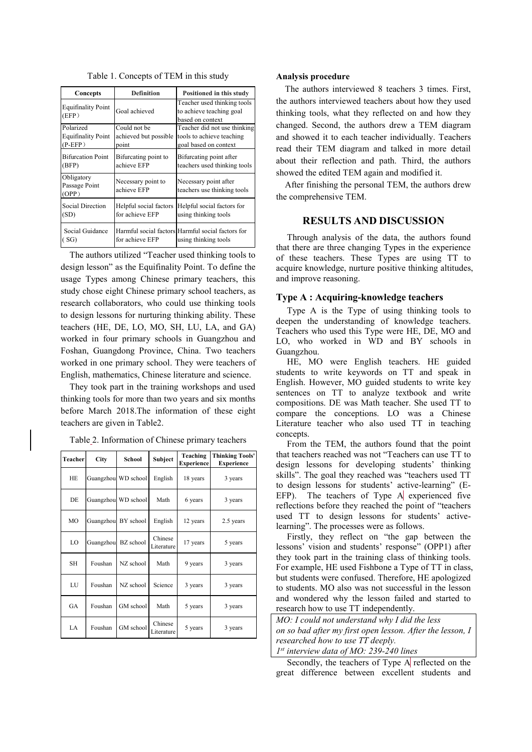Table 1. Concepts of TEM in this study

| Concepts | Definition | Positioned in this study |
| --- | --- | --- |
| Equifinality Point (EFP） | Goal achieved | Teacher used thinking tools to achieve teaching goal based on context |
| Polarized Equifinality Point (P-EFP） | Could not be achieved but possible point | Teacher did not use thinking tools to achieve teaching goal based on context |
| Bifurcation Point (BFP) | Bifurcating point to achieve EFP | Bifurcating point after teachers used thinking tools |
| Obligatory Passage Point (OPP） | Necessary point to achieve EFP | Necessary point after teachers use thinking tools |
| Social Direction (SD) | Helpful social factors for achieve EFP | Helpful social factors for using thinking tools |
| Social Guidance ( SG) | Harmful social factors for achieve EFP | Harmful social factors for using thinking tools |

The authors utilized "Teacher used thinking tools to design lesson" as the Equifinality Point. To define the usage Types among Chinese primary teachers, this study chose eight Chinese primary school teachers, as research collaborators, who could use thinking tools to design lessons for nurturing thinking ability. These teachers (HE, DE, LO, MO, SH, LU, LA, and GA) worked in four primary schools in Guangzhou and Foshan, Guangdong Province, China. Two teachers worked in one primary school. They were teachers of English, mathematics, Chinese literature and science.

They took part in the training workshops and used thinking tools for more than two years and six months before March 2018.The information of these eight teachers are given in Table2.

Table 2. Information of Chinese primary teachers

| Teacher | City | School | Subject | Teaching Experience | Thinking Tools' Experience |
| --- | --- | --- | --- | --- | --- |
| HE | Guangzhou | WD school | English | 18 years | 3 years |
| DE | Guangzhou | WD school | Math | 6 years | 3 years |
| MO | Guangzhou | BY school | English | 12 years | 2.5 years |
| LO | Guangzhou | BZ school | Chinese Literature | 17 years | 5 years |
| SH | Foushan | NZ school | Math | 9 years | 3 years |
| LU | Foushan | NZ school | Science | 3 years | 3 years |
| GA | Foushan | GM school | Math | 5 years | 3 years |
| LA | Foushan | GM school | Chinese Literature | 5 years | 3 years |

**Analysis procedure**

The authors interviewed 8 teachers 3 times. First, the authors interviewed teachers about how they used thinking tools, what they reflected on and how they changed. Second, the authors drew a TEM diagram and showed it to each teacher individually. Teachers read their TEM diagram and talked in more detail about their reflection and path. Third, the authors showed the edited TEM again and modified it.

After finishing the personal TEM, the authors drew the comprehensive TEM.

## RESULTS AND DISCUSSION

Through analysis of the data, the authors found that there are three changing Types in the experience of these teachers. These Types are using TT to acquire knowledge, nurture positive thinking altitudes, and improve reasoning.

### Type A : Acquiring-knowledge teachers

Type A is the Type of using thinking tools to deepen the understanding of knowledge teachers. Teachers who used this Type were HE, DE, MO and LO, who worked in WD and BY schools in Guangzhou.

HE, MO were English teachers. HE guided students to write keywords on TT and speak in English. However, MO guided students to write key sentences on TT to analyze textbook and write compositions. DE was Math teacher. She used TT to compare the conceptions. LO was a Chinese Literature teacher who also used TT in teaching concepts.

From the TEM, the authors found that the point that teachers reached was not "Teachers can use TT to design lessons for developing students' thinking skills". The goal they reached was "teachers used TT to design lessons for students' active-learning" (E-EFP). The teachers of Type A experienced five reflections before they reached the point of "teachers used TT to design lessons for students' active-learning". The processes were as follows.

Firstly, they reflect on "the gap between the lessons' vision and students' response" (OPP1) after they took part in the training class of thinking tools. For example, HE used Fishbone a Type of TT in class, but students were confused. Therefore, HE apologized to students. MO also was not successful in the lesson and wondered why the lesson failed and started to research how to use TT independently.

> *MO: I could not understand why I did the less on so bad after my first open lesson. After the lesson, I researched how to use TT deeply.*
> *1st interview data of MO: 239-240 lines*

Secondly, the teachers of Type A reflected on the great difference between excellent students and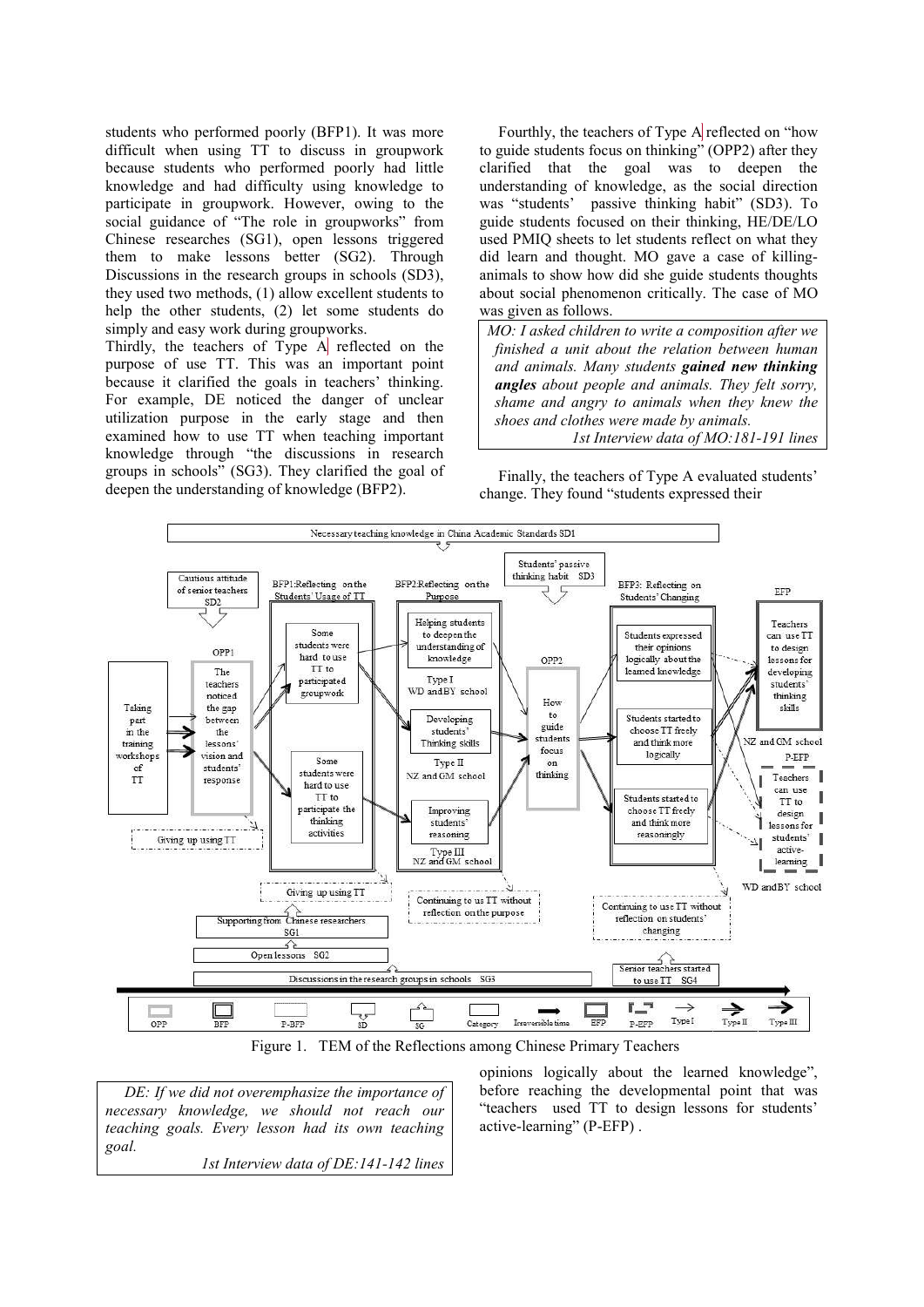students who performed poorly (BFP1). It was more difficult when using TT to discuss in groupwork because students who performed poorly had little knowledge and had difficulty using knowledge to participate in groupwork. However, owing to the social guidance of "The role in groupworks" from Chinese researches (SG1), open lessons triggered them to make lessons better (SG2). Through Discussions in the research groups in schools (SD3), they used two methods, (1) allow excellent students to help the other students, (2) let some students do simply and easy work during groupworks.

Thirdly, the teachers of Type A reflected on the purpose of use TT. This was an important point because it clarified the goals in teachers' thinking. For example, DE noticed the danger of unclear utilization purpose in the early stage and then examined how to use TT when teaching important knowledge through "the discussions in research groups in schools" (SG3). They clarified the goal of deepen the understanding of knowledge (BFP2).

> *DE: If we did not overemphasize the importance of necessary knowledge, we should not reach our teaching goals. Every lesson had its own teaching goal.*
>
> *1st Interview data of DE:141-142 lines*

Fourthly, the teachers of Type A reflected on "how to guide students focus on thinking" (OPP2) after they clarified that the goal was to deepen the understanding of knowledge, as the social direction was "students' passive thinking habit" (SD3). To guide students focused on their thinking, HE/DE/LO used PMIQ sheets to let students reflect on what they did learn and thought. MO gave a case of killing-animals to show how did she guide students thoughts about social phenomenon critically. The case of MO was given as follows.

> *MO: I asked children to write a composition after we finished a unit about the relation between human and animals. Many students **gained new thinking angles** about people and animals. They felt sorry, shame and angry to animals when they knew the shoes and clothes were made by animals.*
>
> *1st Interview data of MO:181-191 lines*

Finally, the teachers of Type A evaluated students' change. They found "students expressed their opinions logically about the learned knowledge", before reaching the developmental point that was "teachers used TT to design lessons for students' active-learning" (P-EFP) .

Figure 1. TEM of the Reflections among Chinese Primary Teachers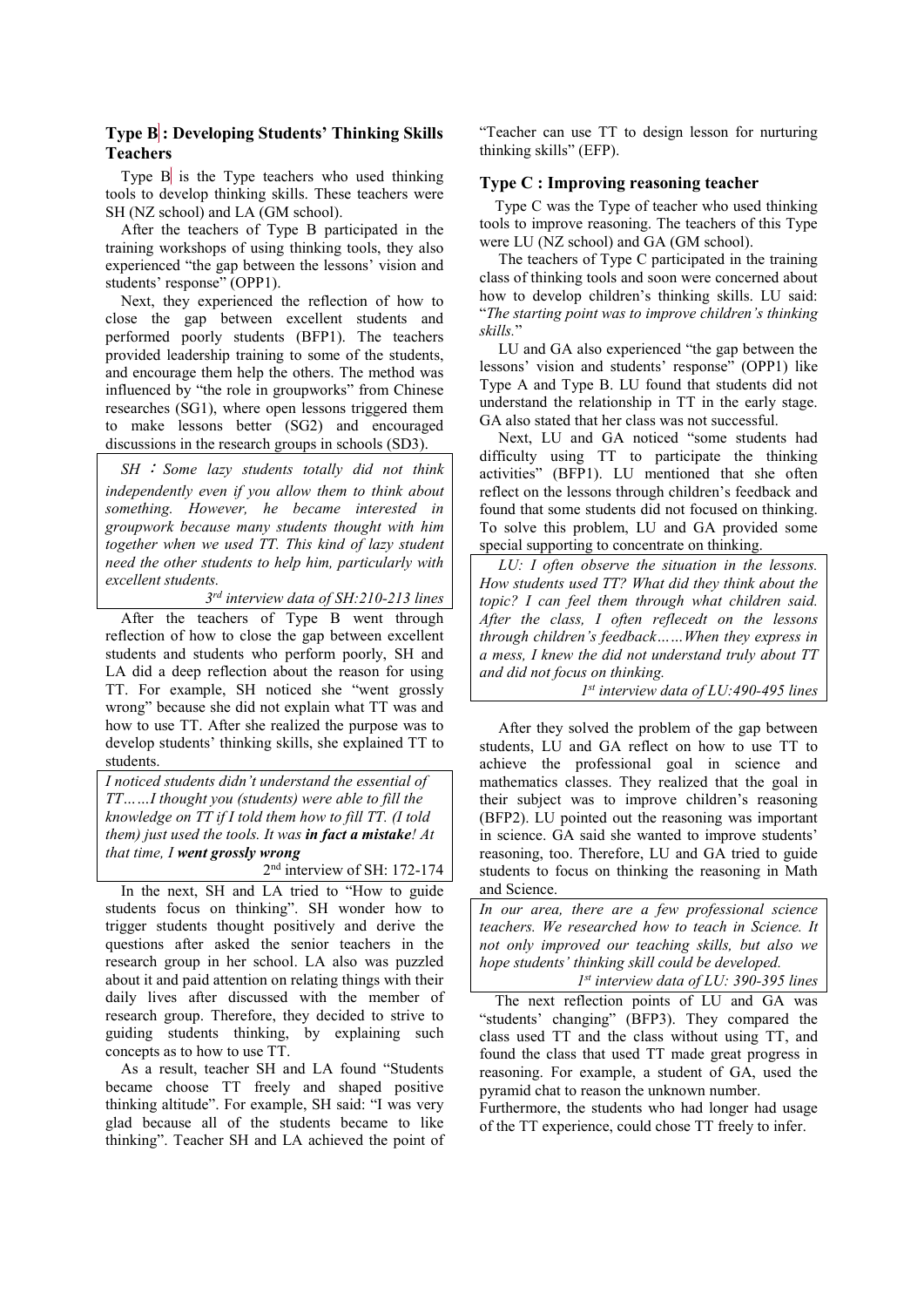### Type B : Developing Students' Thinking Skills Teachers

Type B is the Type teachers who used thinking tools to develop thinking skills. These teachers were SH (NZ school) and LA (GM school).

After the teachers of Type B participated in the training workshops of using thinking tools, they also experienced "the gap between the lessons' vision and students' response" (OPP1).

Next, they experienced the reflection of how to close the gap between excellent students and performed poorly students (BFP1). The teachers provided leadership training to some of the students, and encourage them help the others. The method was influenced by "the role in groupworks" from Chinese researches (SG1), where open lessons triggered them to make lessons better (SG2) and encouraged discussions in the research groups in schools (SD3).

> *SH：Some lazy students totally did not think independently even if you allow them to think about something. However, he became interested in groupwork because many students thought with him together when we used TT. This kind of lazy student need the other students to help him, particularly with excellent students.*
>
> *3rd interview data of SH:210-213 lines*

After the teachers of Type B went through reflection of how to close the gap between excellent students and students who perform poorly, SH and LA did a deep reflection about the reason for using TT. For example, SH noticed she "went grossly wrong" because she did not explain what TT was and how to use TT. After she realized the purpose was to develop students' thinking skills, she explained TT to students.

> *I noticed students didn't understand the essential of TT……I thought you (students) were able to fill the knowledge on TT if I told them how to fill TT. (I told them) just used the tools. It was* ***in fact a mistake****! At that time, I* ***went grossly wrong***
>
> 2nd interview of SH: 172-174

In the next, SH and LA tried to "How to guide students focus on thinking". SH wonder how to trigger students thought positively and derive the questions after asked the senior teachers in the research group in her school. LA also was puzzled about it and paid attention on relating things with their daily lives after discussed with the member of research group. Therefore, they decided to strive to guiding students thinking, by explaining such concepts as to how to use TT.

As a result, teacher SH and LA found "Students became choose TT freely and shaped positive thinking altitude". For example, SH said: "I was very glad because all of the students became to like thinking". Teacher SH and LA achieved the point of "Teacher can use TT to design lesson for nurturing thinking skills" (EFP).

### Type C : Improving reasoning teacher

Type C was the Type of teacher who used thinking tools to improve reasoning. The teachers of this Type were LU (NZ school) and GA (GM school).

The teachers of Type C participated in the training class of thinking tools and soon were concerned about how to develop children's thinking skills. LU said: "*The starting point was to improve children's thinking skills.*"

LU and GA also experienced "the gap between the lessons' vision and students' response" (OPP1) like Type A and Type B. LU found that students did not understand the relationship in TT in the early stage. GA also stated that her class was not successful.

Next, LU and GA noticed "some students had difficulty using TT to participate the thinking activities" (BFP1). LU mentioned that she often reflect on the lessons through children's feedback and found that some students did not focused on thinking. To solve this problem, LU and GA provided some special supporting to concentrate on thinking.

> *LU: I often observe the situation in the lessons. How students used TT? What did they think about the topic? I can feel them through what children said. After the class, I often reflecedt on the lessons through children's feedback……When they express in a mess, I knew the did not understand truly about TT and did not focus on thinking.*
>
> *1st interview data of LU:490-495 lines*

After they solved the problem of the gap between students, LU and GA reflect on how to use TT to achieve the professional goal in science and mathematics classes. They realized that the goal in their subject was to improve children's reasoning (BFP2). LU pointed out the reasoning was important in science. GA said she wanted to improve students' reasoning, too. Therefore, LU and GA tried to guide students to focus on thinking the reasoning in Math and Science.

> *In our area, there are a few professional science teachers. We researched how to teach in Science. It not only improved our teaching skills, but also we hope students' thinking skill could be developed.*
>
> *1st interview data of LU: 390-395 lines*

The next reflection points of LU and GA was "students' changing" (BFP3). They compared the class used TT and the class without using TT, and found the class that used TT made great progress in reasoning. For example, a student of GA, used the pyramid chat to reason the unknown number.

Furthermore, the students who had longer had usage of the TT experience, could chose TT freely to infer.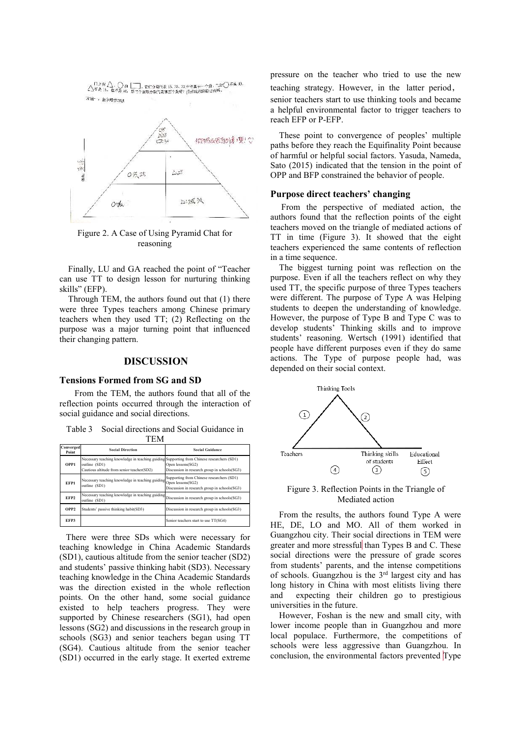Figure 2. A Case of Using Pyramid Chat for reasoning

Finally, LU and GA reached the point of "Teacher can use TT to design lesson for nurturing thinking skills" (EFP).

Through TEM, the authors found out that (1) there were three Types teachers among Chinese primary teachers when they used TT; (2) Reflecting on the purpose was a major turning point that influenced their changing pattern.

## DISCUSSION

### Tensions Formed from SG and SD

From the TEM, the authors found that all of the reflection points occurred through the interaction of social guidance and social directions.

Table 3 Social directions and Social Guidance in TEM

| Converged Point | Social Direction | Social Guidance |
|---|---|---|
| OPP1 | Necessary teaching knowledge in teaching guiding outline (SD1)<br>Cautious altitude from senior teacher(SD2) | Supporting from Chinese researchers (SD1)<br>Open lessons(SG2)<br>Discussion in research group in schools(SG3) |
| EFP1 | Necessary teaching knowledge in teaching guiding outline (SD1) | Supporting from Chinese researchers (SD1)<br>Open lessons(SG2)<br>Discussion in research group in schools(SG3) |
| EFP2 | Necessary teaching knowledge in teaching guiding outline (SD1) | Discussion in research group in schools(SG3) |
| OPP2 | Students' passive thinking habit(SD3) | Discussion in research group in schools(SG3) |
| EFP3 | | Senior teachers start to use TT(SG4) |

There were three SDs which were necessary for teaching knowledge in China Academic Standards (SD1), cautious altitude from the senior teacher (SD2) and students' passive thinking habit (SD3). Necessary teaching knowledge in the China Academic Standards was the direction existed in the whole reflection points. On the other hand, some social guidance existed to help teachers progress. They were supported by Chinese researchers (SG1), had open lessons (SG2) and discussions in the research group in schools (SG3) and senior teachers began using TT (SG4). Cautious altitude from the senior teacher (SD1) occurred in the early stage. It exerted extreme pressure on the teacher who tried to use the new teaching strategy. However, in the latter period, senior teachers start to use thinking tools and became a helpful environmental factor to trigger teachers to reach EFP or P-EFP.

These point to convergence of peoples' multiple paths before they reach the Equifinality Point because of harmful or helpful social factors. Yasuda, Nameda, Sato (2015) indicated that the tension in the point of OPP and BFP constrained the behavior of people.

### Purpose direct teachers' changing

From the perspective of mediated action, the authors found that the reflection points of the eight teachers moved on the triangle of mediated actions of TT in time (Figure 3). It showed that the eight teachers experienced the same contents of reflection in a time sequence.

The biggest turning point was reflection on the purpose. Even if all the teachers reflect on why they used TT, the specific purpose of three Types teachers were different. The purpose of Type A was Helping students to deepen the understanding of knowledge. However, the purpose of Type B and Type C was to develop students' Thinking skills and to improve students' reasoning. Wertsch (1991) identified that people have different purposes even if they do same actions. The Type of purpose people had, was depended on their social context.

Figure 3. Reflection Points in the Triangle of Mediated action

From the results, the authors found Type A were HE, DE, LO and MO. All of them worked in Guangzhou city. Their social directions in TEM were greater and more stressful than Types B and C. These social directions were the pressure of grade scores from students' parents, and the intense competitions of schools. Guangzhou is the 3rd largest city and has long history in China with most elitists living there and expecting their children go to prestigious universities in the future.

However, Foshan is the new and small city, with lower income people than in Guangzhou and more local populace. Furthermore, the competitions of schools were less aggressive than Guangzhou. In conclusion, the environmental factors prevented Type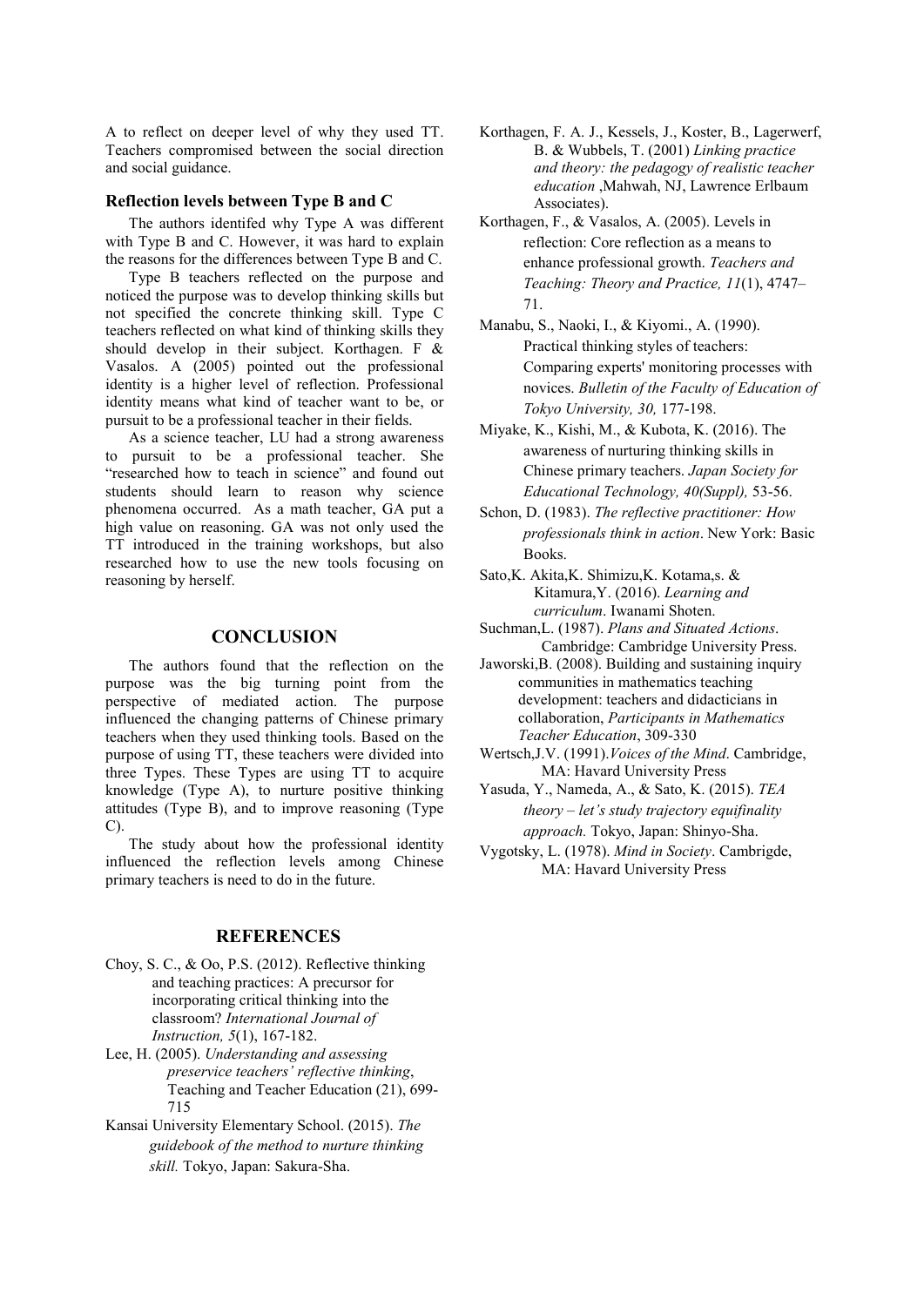A to reflect on deeper level of why they used TT. Teachers compromised between the social direction and social guidance.

### Reflection levels between Type B and C

The authors identifed why Type A was different with Type B and C. However, it was hard to explain the reasons for the differences between Type B and C.

Type B teachers reflected on the purpose and noticed the purpose was to develop thinking skills but not specified the concrete thinking skill. Type C teachers reflected on what kind of thinking skills they should develop in their subject. Korthagen. F & Vasalos. A (2005) pointed out the professional identity is a higher level of reflection. Professional identity means what kind of teacher want to be, or pursuit to be a professional teacher in their fields.

As a science teacher, LU had a strong awareness to pursuit to be a professional teacher. She "researched how to teach in science" and found out students should learn to reason why science phenomena occurred. As a math teacher, GA put a high value on reasoning. GA was not only used the TT introduced in the training workshops, but also researched how to use the new tools focusing on reasoning by herself.

## CONCLUSION

The authors found that the reflection on the purpose was the big turning point from the perspective of mediated action. The purpose influenced the changing patterns of Chinese primary teachers when they used thinking tools. Based on the purpose of using TT, these teachers were divided into three Types. These Types are using TT to acquire knowledge (Type A), to nurture positive thinking attitudes (Type B), and to improve reasoning (Type C).

The study about how the professional identity influenced the reflection levels among Chinese primary teachers is need to do in the future.

## REFERENCES

Choy, S. C., & Oo, P.S. (2012). Reflective thinking and teaching practices: A precursor for incorporating critical thinking into the classroom? *International Journal of Instruction, 5*(1), 167-182.

Lee, H. (2005). *Understanding and assessing preservice teachers' reflective thinking*, Teaching and Teacher Education (21), 699-715

Kansai University Elementary School. (2015). *The guidebook of the method to nurture thinking skill.* Tokyo, Japan: Sakura-Sha.

Korthagen, F. A. J., Kessels, J., Koster, B., Lagerwerf, B. & Wubbels, T. (2001) *Linking practice and theory: the pedagogy of realistic teacher education* ,Mahwah, NJ, Lawrence Erlbaum Associates).

Korthagen, F., & Vasalos, A. (2005). Levels in reflection: Core reflection as a means to enhance professional growth. *Teachers and Teaching: Theory and Practice, 11*(1), 4747–71.

Manabu, S., Naoki, I., & Kiyomi., A. (1990). Practical thinking styles of teachers: Comparing experts' monitoring processes with novices. *Bulletin of the Faculty of Education of Tokyo University, 30,* 177-198.

Miyake, K., Kishi, M., & Kubota, K. (2016). The awareness of nurturing thinking skills in Chinese primary teachers. *Japan Society for Educational Technology, 40(Suppl),* 53-56.

Schon, D. (1983). *The reflective practitioner: How professionals think in action*. New York: Basic Books.

Sato,K. Akita,K. Shimizu,K. Kotama,s. & Kitamura,Y. (2016). *Learning and curriculum*. Iwanami Shoten.

Suchman,L. (1987). *Plans and Situated Actions*. Cambridge: Cambridge University Press.

Jaworski,B. (2008). Building and sustaining inquiry communities in mathematics teaching development: teachers and didacticians in collaboration, *Participants in Mathematics Teacher Education*, 309-330

Wertsch,J.V. (1991).*Voices of the Mind*. Cambridge, MA: Havard University Press

Yasuda, Y., Nameda, A., & Sato, K. (2015). *TEA theory – let's study trajectory equifinality approach.* Tokyo, Japan: Shinyo-Sha.

Vygotsky, L. (1978). *Mind in Society*. Cambrigde, MA: Havard University Press